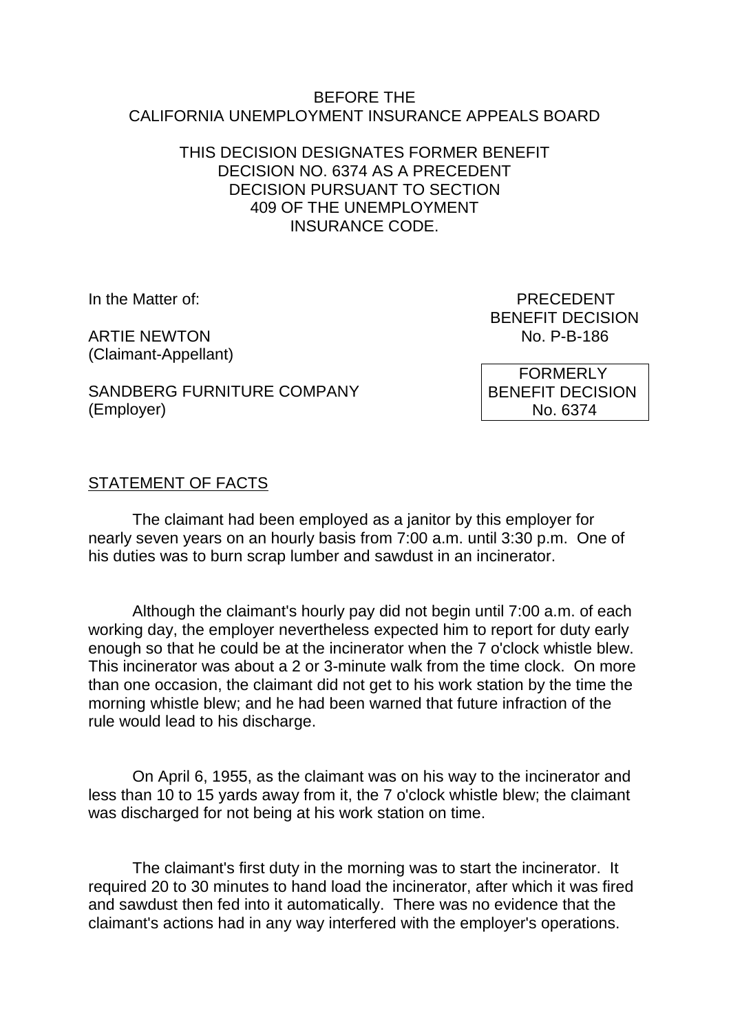BEFORE THE
CALIFORNIA UNEMPLOYMENT INSURANCE APPEALS BOARD

THIS DECISION DESIGNATES FORMER BENEFIT DECISION NO. 6374 AS A PRECEDENT DECISION PURSUANT TO SECTION 409 OF THE UNEMPLOYMENT INSURANCE CODE.

In the Matter of:

ARTIE NEWTON
(Claimant-Appellant)

SANDBERG FURNITURE COMPANY
(Employer)

PRECEDENT
BENEFIT DECISION
No. P-B-186

FORMERLY
BENEFIT DECISION
No. 6374

## STATEMENT OF FACTS

The claimant had been employed as a janitor by this employer for nearly seven years on an hourly basis from 7:00 a.m. until 3:30 p.m. One of his duties was to burn scrap lumber and sawdust in an incinerator.

Although the claimant's hourly pay did not begin until 7:00 a.m. of each working day, the employer nevertheless expected him to report for duty early enough so that he could be at the incinerator when the 7 o'clock whistle blew. This incinerator was about a 2 or 3-minute walk from the time clock. On more than one occasion, the claimant did not get to his work station by the time the morning whistle blew; and he had been warned that future infraction of the rule would lead to his discharge.

On April 6, 1955, as the claimant was on his way to the incinerator and less than 10 to 15 yards away from it, the 7 o'clock whistle blew; the claimant was discharged for not being at his work station on time.

The claimant's first duty in the morning was to start the incinerator. It required 20 to 30 minutes to hand load the incinerator, after which it was fired and sawdust then fed into it automatically. There was no evidence that the claimant's actions had in any way interfered with the employer's operations.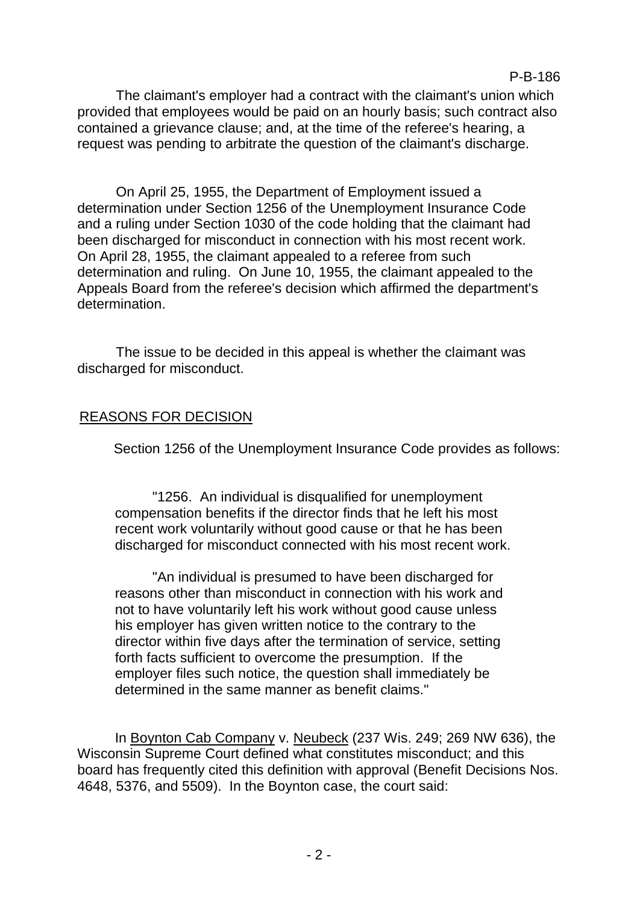The claimant's employer had a contract with the claimant's union which provided that employees would be paid on an hourly basis; such contract also contained a grievance clause; and, at the time of the referee's hearing, a request was pending to arbitrate the question of the claimant's discharge.

On April 25, 1955, the Department of Employment issued a determination under Section 1256 of the Unemployment Insurance Code and a ruling under Section 1030 of the code holding that the claimant had been discharged for misconduct in connection with his most recent work. On April 28, 1955, the claimant appealed to a referee from such determination and ruling. On June 10, 1955, the claimant appealed to the Appeals Board from the referee's decision which affirmed the department's determination.

The issue to be decided in this appeal is whether the claimant was discharged for misconduct.

## REASONS FOR DECISION

Section 1256 of the Unemployment Insurance Code provides as follows:

> "1256. An individual is disqualified for unemployment compensation benefits if the director finds that he left his most recent work voluntarily without good cause or that he has been discharged for misconduct connected with his most recent work.
>
> "An individual is presumed to have been discharged for reasons other than misconduct in connection with his work and not to have voluntarily left his work without good cause unless his employer has given written notice to the contrary to the director within five days after the termination of service, setting forth facts sufficient to overcome the presumption. If the employer files such notice, the question shall immediately be determined in the same manner as benefit claims."

In Boynton Cab Company v. Neubeck (237 Wis. 249; 269 NW 636), the Wisconsin Supreme Court defined what constitutes misconduct; and this board has frequently cited this definition with approval (Benefit Decisions Nos. 4648, 5376, and 5509). In the Boynton case, the court said: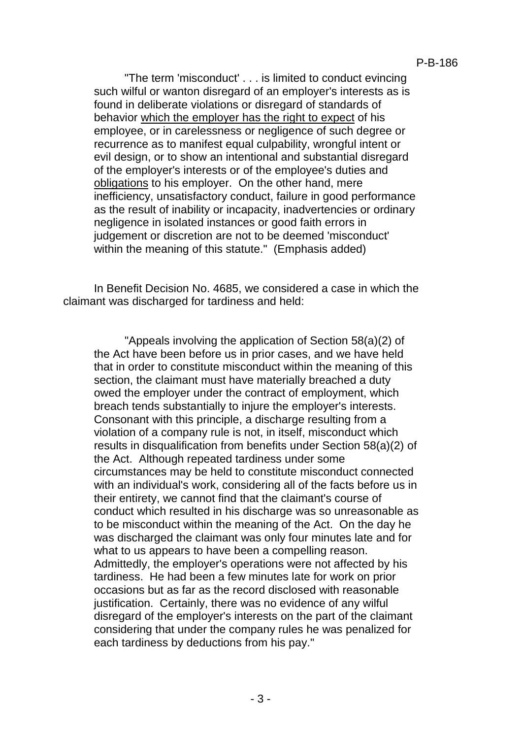> "The term 'misconduct' . . . is limited to conduct evincing such wilful or wanton disregard of an employer's interests as is found in deliberate violations or disregard of standards of behavior <u>which the employer has the right to expect</u> of his employee, or in carelessness or negligence of such degree or recurrence as to manifest equal culpability, wrongful intent or evil design, or to show an intentional and substantial disregard of the employer's interests or of the employee's duties and <u>obligations</u> to his employer. On the other hand, mere inefficiency, unsatisfactory conduct, failure in good performance as the result of inability or incapacity, inadvertencies or ordinary negligence in isolated instances or good faith errors in judgement or discretion are not to be deemed 'misconduct' within the meaning of this statute." (Emphasis added)

In Benefit Decision No. 4685, we considered a case in which the claimant was discharged for tardiness and held:

> "Appeals involving the application of Section 58(a)(2) of the Act have been before us in prior cases, and we have held that in order to constitute misconduct within the meaning of this section, the claimant must have materially breached a duty owed the employer under the contract of employment, which breach tends substantially to injure the employer's interests. Consonant with this principle, a discharge resulting from a violation of a company rule is not, in itself, misconduct which results in disqualification from benefits under Section 58(a)(2) of the Act. Although repeated tardiness under some circumstances may be held to constitute misconduct connected with an individual's work, considering all of the facts before us in their entirety, we cannot find that the claimant's course of conduct which resulted in his discharge was so unreasonable as to be misconduct within the meaning of the Act. On the day he was discharged the claimant was only four minutes late and for what to us appears to have been a compelling reason. Admittedly, the employer's operations were not affected by his tardiness. He had been a few minutes late for work on prior occasions but as far as the record disclosed with reasonable justification. Certainly, there was no evidence of any wilful disregard of the employer's interests on the part of the claimant considering that under the company rules he was penalized for each tardiness by deductions from his pay."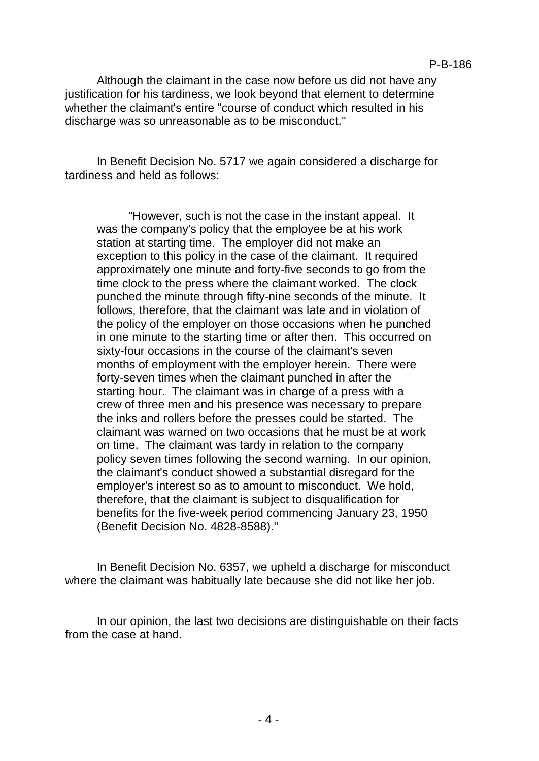Although the claimant in the case now before us did not have any justification for his tardiness, we look beyond that element to determine whether the claimant's entire "course of conduct which resulted in his discharge was so unreasonable as to be misconduct."

In Benefit Decision No. 5717 we again considered a discharge for tardiness and held as follows:

> "However, such is not the case in the instant appeal. It was the company's policy that the employee be at his work station at starting time. The employer did not make an exception to this policy in the case of the claimant. It required approximately one minute and forty-five seconds to go from the time clock to the press where the claimant worked. The clock punched the minute through fifty-nine seconds of the minute. It follows, therefore, that the claimant was late and in violation of the policy of the employer on those occasions when he punched in one minute to the starting time or after then. This occurred on sixty-four occasions in the course of the claimant's seven months of employment with the employer herein. There were forty-seven times when the claimant punched in after the starting hour. The claimant was in charge of a press with a crew of three men and his presence was necessary to prepare the inks and rollers before the presses could be started. The claimant was warned on two occasions that he must be at work on time. The claimant was tardy in relation to the company policy seven times following the second warning. In our opinion, the claimant's conduct showed a substantial disregard for the employer's interest so as to amount to misconduct. We hold, therefore, that the claimant is subject to disqualification for benefits for the five-week period commencing January 23, 1950 (Benefit Decision No. 4828-8588)."

In Benefit Decision No. 6357, we upheld a discharge for misconduct where the claimant was habitually late because she did not like her job.

In our opinion, the last two decisions are distinguishable on their facts from the case at hand.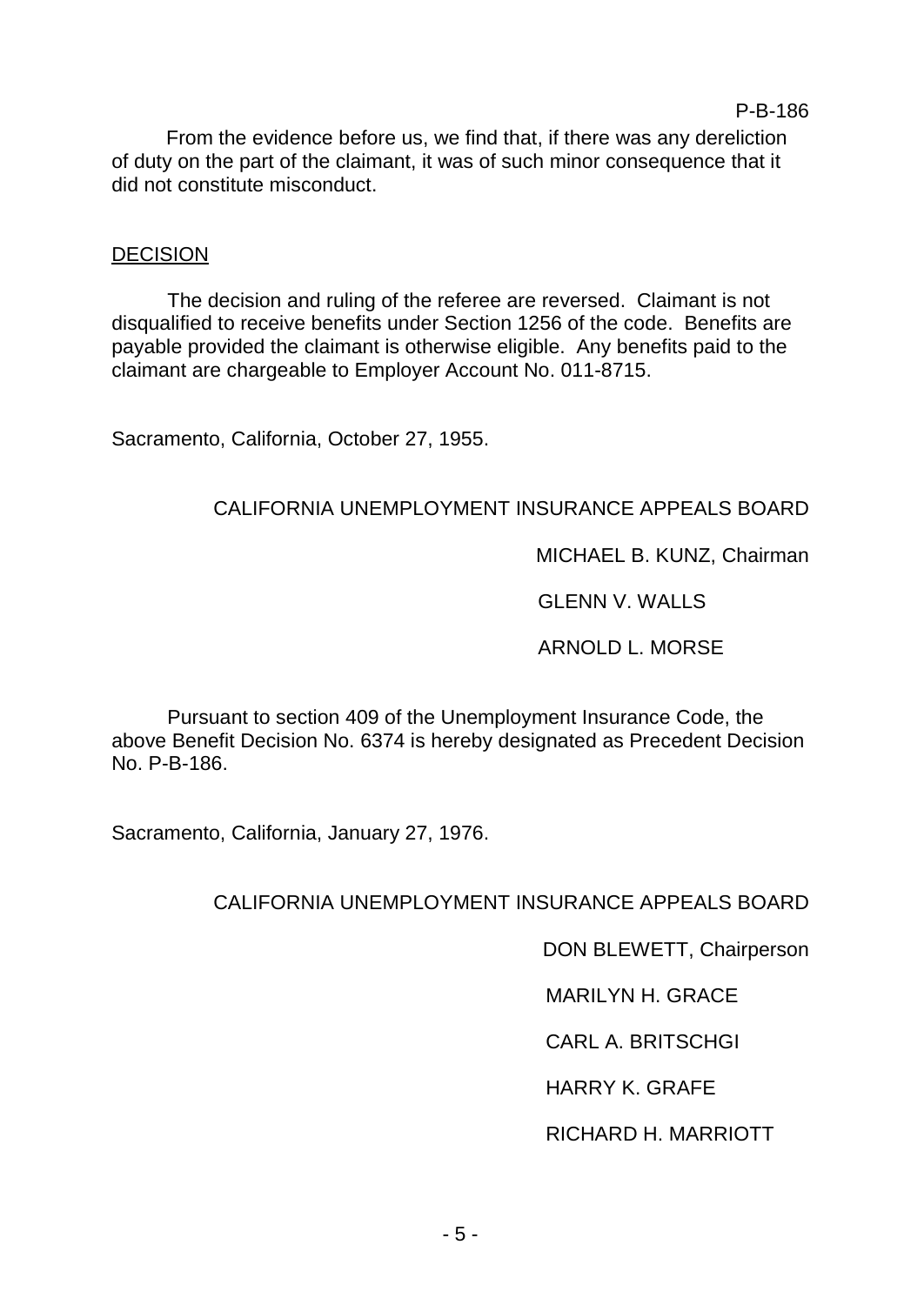From the evidence before us, we find that, if there was any dereliction of duty on the part of the claimant, it was of such minor consequence that it did not constitute misconduct.

## DECISION

The decision and ruling of the referee are reversed. Claimant is not disqualified to receive benefits under Section 1256 of the code. Benefits are payable provided the claimant is otherwise eligible. Any benefits paid to the claimant are chargeable to Employer Account No. 011-8715.

Sacramento, California, October 27, 1955.

CALIFORNIA UNEMPLOYMENT INSURANCE APPEALS BOARD

MICHAEL B. KUNZ, Chairman

GLENN V. WALLS

ARNOLD L. MORSE

Pursuant to section 409 of the Unemployment Insurance Code, the above Benefit Decision No. 6374 is hereby designated as Precedent Decision No. P-B-186.

Sacramento, California, January 27, 1976.

CALIFORNIA UNEMPLOYMENT INSURANCE APPEALS BOARD

DON BLEWETT, Chairperson

MARILYN H. GRACE

CARL A. BRITSCHGI

HARRY K. GRAFE

RICHARD H. MARRIOTT